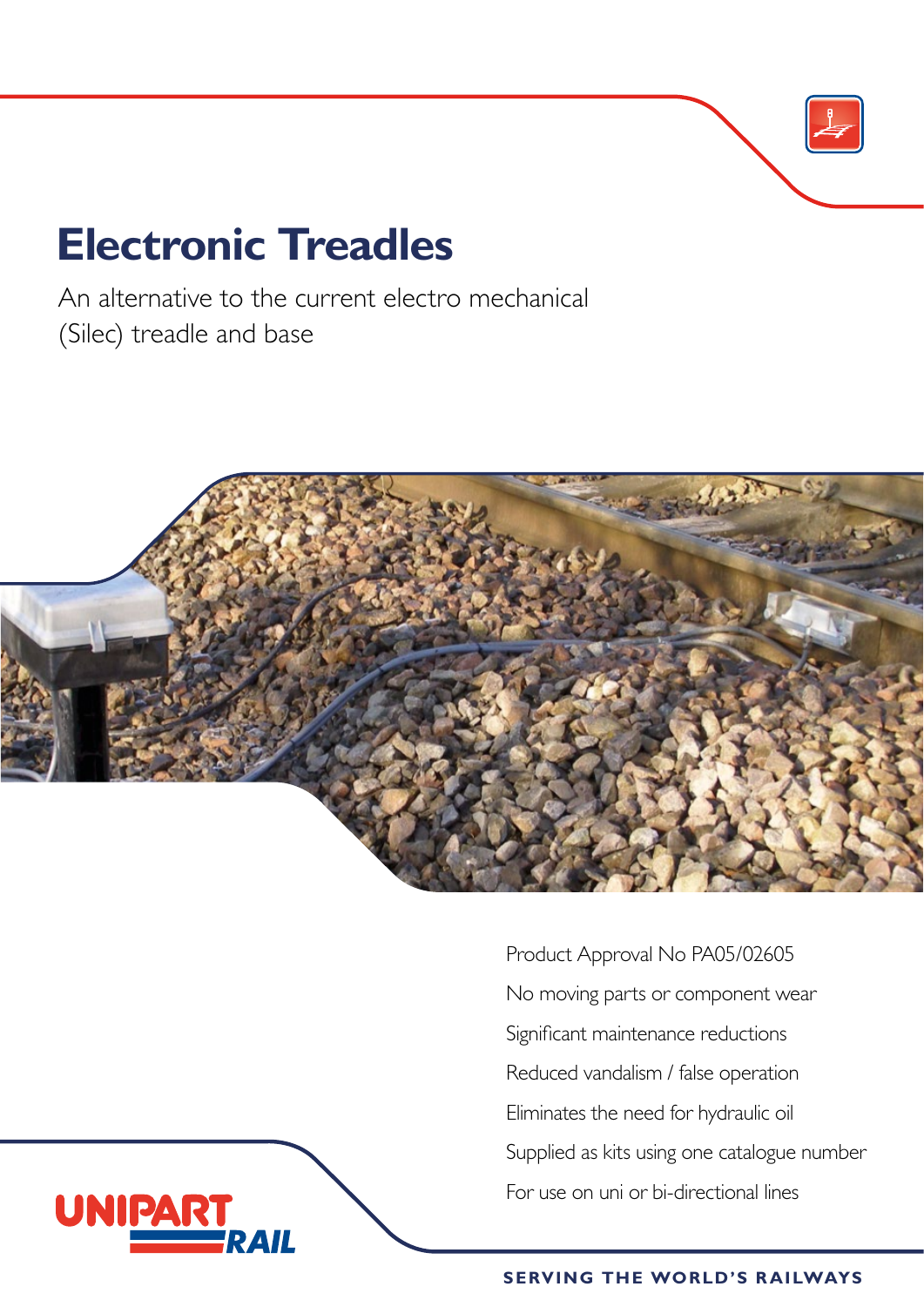# Electronic Treadles

An alternative to the current electro mechanical (Silec) treadle and base

Product Approval No PA05/02605

No moving parts or component wear

Significant maintenance reductions

Reduced vandalism / false operation

Eliminates the need for hydraulic oil

Supplied as kits using one catalogue number

For use on uni or bi-directional lines

UNIPART RAIL

SERVING THE WORLD'S RAILWAYS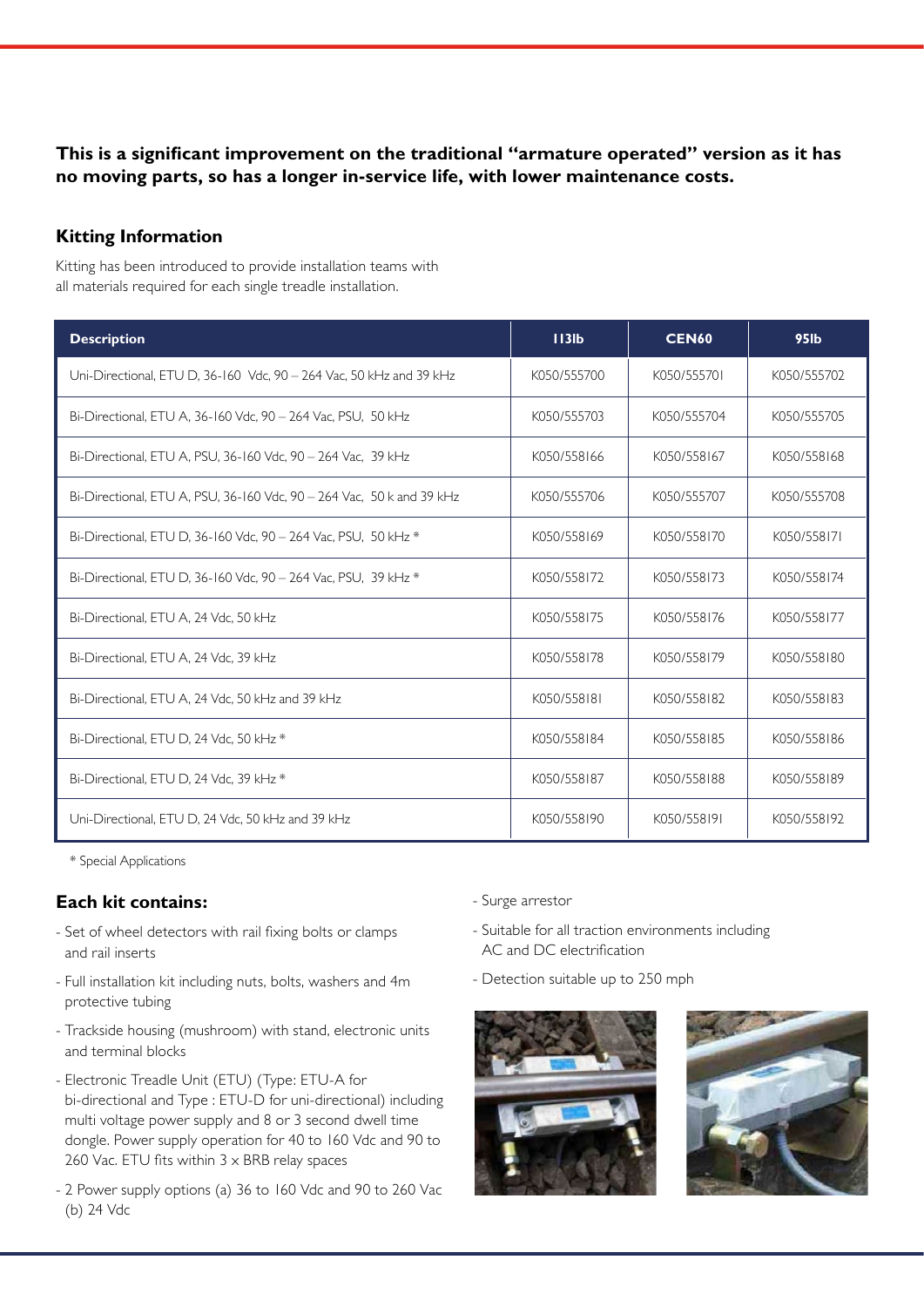**This is a significant improvement on the traditional "armature operated" version as it has no moving parts, so has a longer in-service life, with lower maintenance costs.**

## Kitting Information

Kitting has been introduced to provide installation teams with all materials required for each single treadle installation.

| Description | 113lb | CEN60 | 95lb |
|---|---|---|---|
| Uni-Directional, ETU D, 36-160 Vdc, 90 – 264 Vac, 50 kHz and 39 kHz | K050/555700 | K050/555701 | K050/555702 |
| Bi-Directional, ETU A, 36-160 Vdc, 90 – 264 Vac, PSU, 50 kHz | K050/555703 | K050/555704 | K050/555705 |
| Bi-Directional, ETU A, PSU, 36-160 Vdc, 90 – 264 Vac, 39 kHz | K050/558166 | K050/558167 | K050/558168 |
| Bi-Directional, ETU A, PSU, 36-160 Vdc, 90 – 264 Vac, 50 k and 39 kHz | K050/555706 | K050/555707 | K050/555708 |
| Bi-Directional, ETU D, 36-160 Vdc, 90 – 264 Vac, PSU, 50 kHz * | K050/558169 | K050/558170 | K050/558171 |
| Bi-Directional, ETU D, 36-160 Vdc, 90 – 264 Vac, PSU, 39 kHz * | K050/558172 | K050/558173 | K050/558174 |
| Bi-Directional, ETU A, 24 Vdc, 50 kHz | K050/558175 | K050/558176 | K050/558177 |
| Bi-Directional, ETU A, 24 Vdc, 39 kHz | K050/558178 | K050/558179 | K050/558180 |
| Bi-Directional, ETU A, 24 Vdc, 50 kHz and 39 kHz | K050/558181 | K050/558182 | K050/558183 |
| Bi-Directional, ETU D, 24 Vdc, 50 kHz * | K050/558184 | K050/558185 | K050/558186 |
| Bi-Directional, ETU D, 24 Vdc, 39 kHz * | K050/558187 | K050/558188 | K050/558189 |
| Uni-Directional, ETU D, 24 Vdc, 50 kHz and 39 kHz | K050/558190 | K050/558191 | K050/558192 |

* Special Applications

## Each kit contains:

- Set of wheel detectors with rail fixing bolts or clamps and rail inserts
- Full installation kit including nuts, bolts, washers and 4m protective tubing
- Trackside housing (mushroom) with stand, electronic units and terminal blocks
- Electronic Treadle Unit (ETU) (Type: ETU-A for bi-directional and Type : ETU-D for uni-directional) including multi voltage power supply and 8 or 3 second dwell time dongle. Power supply operation for 40 to 160 Vdc and 90 to 260 Vac. ETU fits within 3 x BRB relay spaces
- 2 Power supply options (a) 36 to 160 Vdc and 90 to 260 Vac (b) 24 Vdc
- Surge arrestor
- Suitable for all traction environments including AC and DC electrification
- Detection suitable up to 250 mph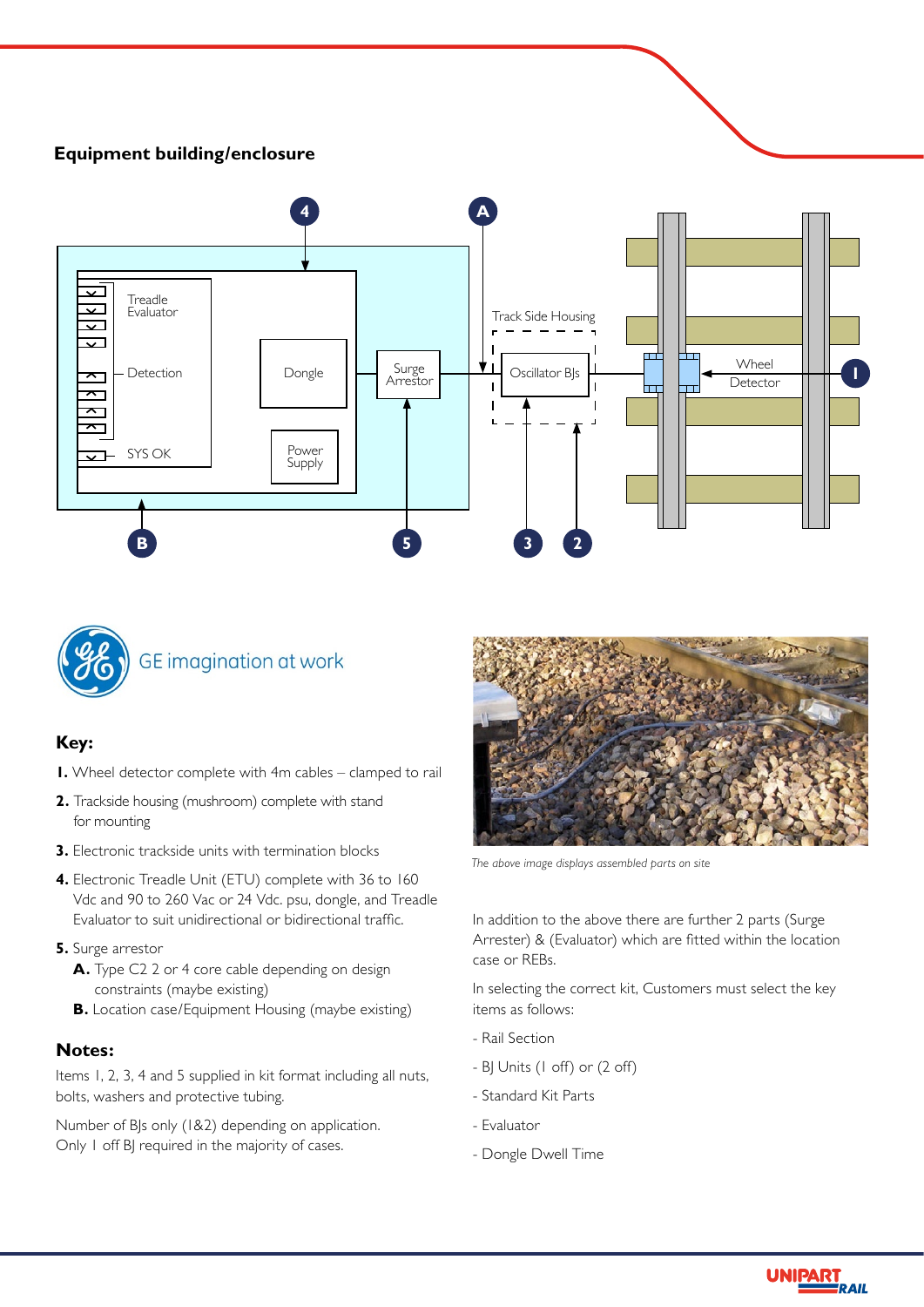## Equipment building/enclosure

Treadle Evaluator

Detection

SYS OK

Dongle

Power Supply

Surge Arrestor

Track Side Housing

Oscillator BJs

Wheel Detector

4 A B 5 3 2 1

GE imagination at work

## Key:

**1.** Wheel detector complete with 4m cables – clamped to rail

**2.** Trackside housing (mushroom) complete with stand for mounting

**3.** Electronic trackside units with termination blocks

**4.** Electronic Treadle Unit (ETU) complete with 36 to 160 Vdc and 90 to 260 Vac or 24 Vdc. psu, dongle, and Treadle Evaluator to suit unidirectional or bidirectional traffic.

**5.** Surge arrestor

**A.** Type C2 2 or 4 core cable depending on design constraints (maybe existing)

**B.** Location case/Equipment Housing (maybe existing)

## Notes:

Items 1, 2, 3, 4 and 5 supplied in kit format including all nuts, bolts, washers and protective tubing.

Number of BJs only (1&2) depending on application. Only 1 off BJ required in the majority of cases.

*The above image displays assembled parts on site*

In addition to the above there are further 2 parts (Surge Arrester) & (Evaluator) which are fitted within the location case or REBs.

In selecting the correct kit, Customers must select the key items as follows:

- Rail Section
- BJ Units (1 off) or (2 off)
- Standard Kit Parts
- Evaluator
- Dongle Dwell Time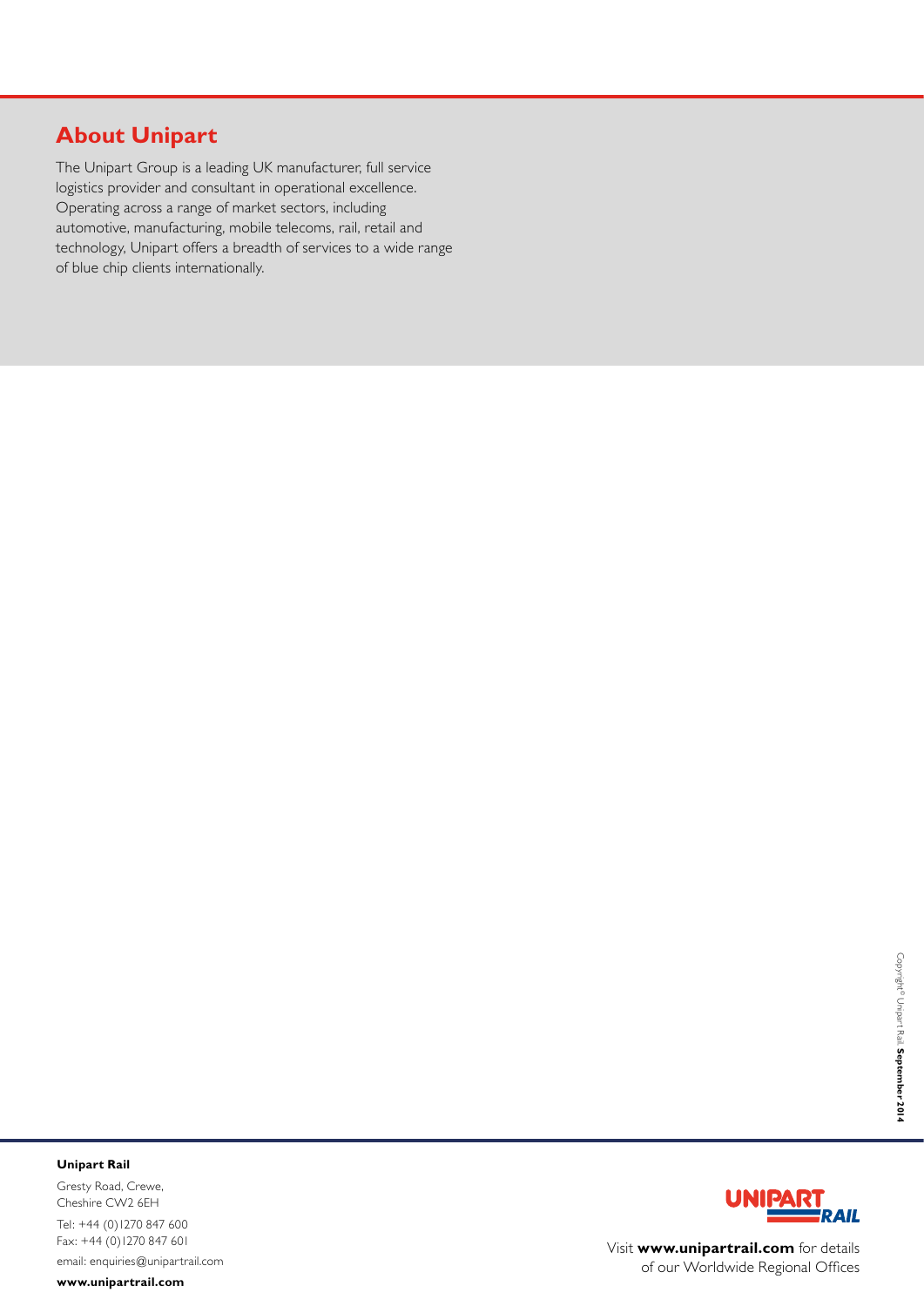## About Unipart

The Unipart Group is a leading UK manufacturer, full service logistics provider and consultant in operational excellence. Operating across a range of market sectors, including automotive, manufacturing, mobile telecoms, rail, retail and technology, Unipart offers a breadth of services to a wide range of blue chip clients internationally.

Copyright© Unipart Rail **September 2014**

**Unipart Rail**

Gresty Road, Crewe,
Cheshire CW2 6EH

Tel: +44 (0)1270 847 600
Fax: +44 (0)1270 847 601

email: enquiries@unipartrail.com

**www.unipartrail.com**

UNIPART RAIL

Visit **www.unipartrail.com** for details of our Worldwide Regional Offices